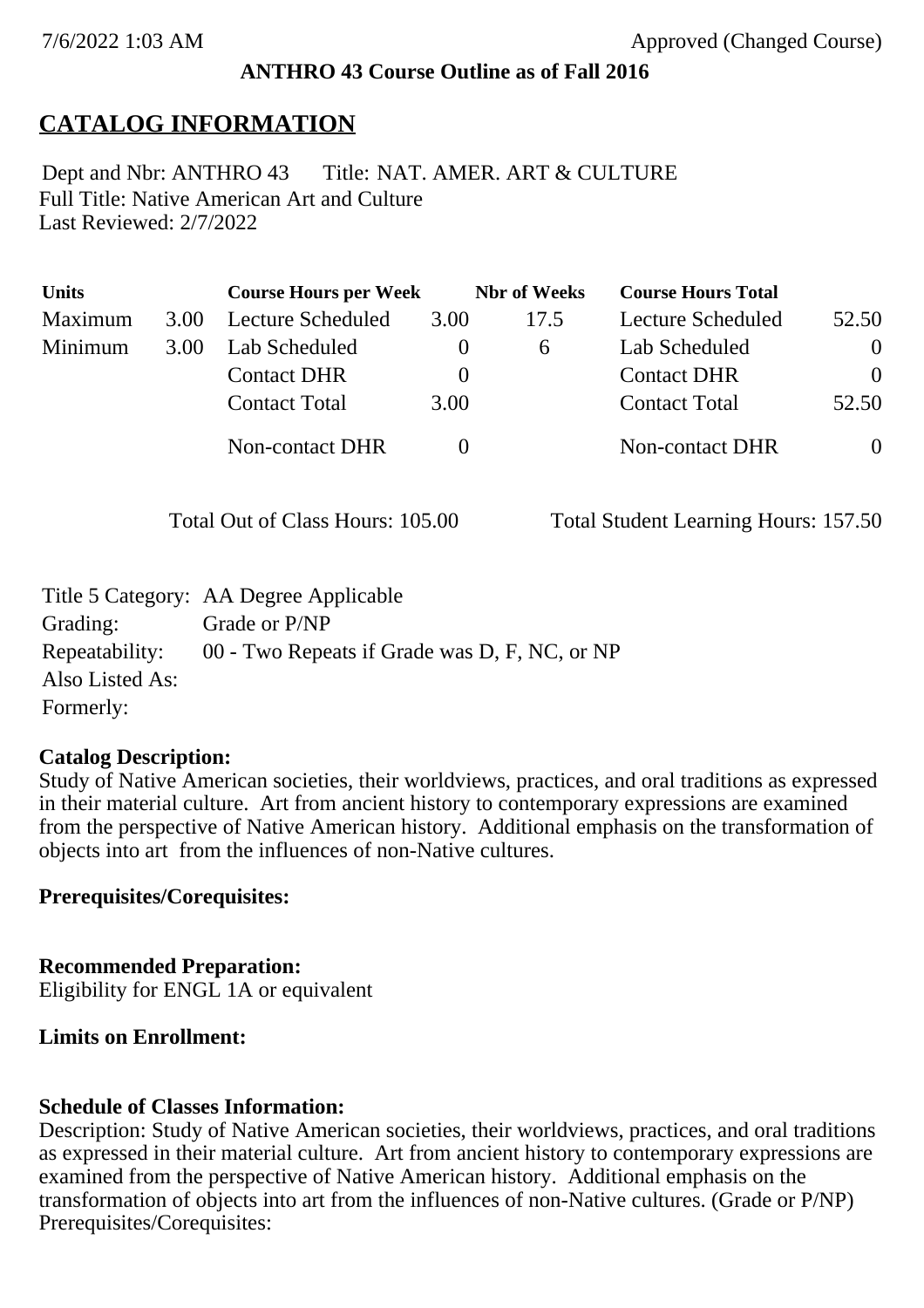7/6/2022 1:03 AM Approved (Changed Course)

**ANTHRO 43 Course Outline as of Fall 2016**

# CATALOG INFORMATION

Dept and Nbr: ANTHRO 43 Title: NAT. AMER. ART & CULTURE
Full Title: Native American Art and Culture
Last Reviewed: 2/7/2022

| Units | | Course Hours per Week | | Nbr of Weeks | Course Hours Total | |
|---|---|---|---|---|---|---|
| Maximum | 3.00 | Lecture Scheduled | 3.00 | 17.5 | Lecture Scheduled | 52.50 |
| Minimum | 3.00 | Lab Scheduled | 0 | 6 | Lab Scheduled | 0 |
| | | Contact DHR | 0 | | Contact DHR | 0 |
| | | Contact Total | 3.00 | | Contact Total | 52.50 |
| | | Non-contact DHR | 0 | | Non-contact DHR | 0 |

Total Out of Class Hours: 105.00 Total Student Learning Hours: 157.50

Title 5 Category: AA Degree Applicable
Grading: Grade or P/NP
Repeatability: 00 - Two Repeats if Grade was D, F, NC, or NP
Also Listed As:
Formerly:

**Catalog Description:**
Study of Native American societies, their worldviews, practices, and oral traditions as expressed in their material culture. Art from ancient history to contemporary expressions are examined from the perspective of Native American history. Additional emphasis on the transformation of objects into art from the influences of non-Native cultures.

**Prerequisites/Corequisites:**

**Recommended Preparation:**
Eligibility for ENGL 1A or equivalent

**Limits on Enrollment:**

**Schedule of Classes Information:**
Description: Study of Native American societies, their worldviews, practices, and oral traditions as expressed in their material culture. Art from ancient history to contemporary expressions are examined from the perspective of Native American history. Additional emphasis on the transformation of objects into art from the influences of non-Native cultures. (Grade or P/NP)
Prerequisites/Corequisites: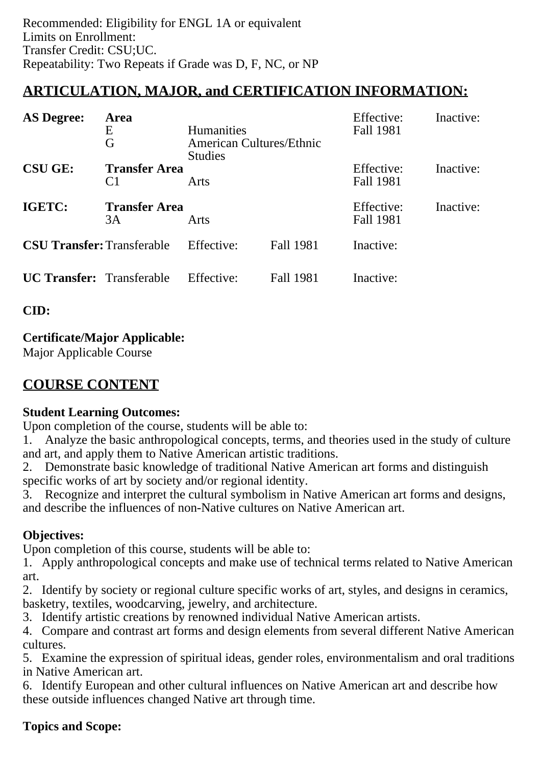Recommended: Eligibility for ENGL 1A or equivalent
Limits on Enrollment:
Transfer Credit: CSU;UC.
Repeatability: Two Repeats if Grade was D, F, NC, or NP

## ARTICULATION, MAJOR, and CERTIFICATION INFORMATION:

| **AS Degree:** | **Area** | | | Effective: | Inactive: |
|---|---|---|---|---|---|
| | E | Humanities | | Fall 1981 | |
| | G | American Cultures/Ethnic Studies | | | |
| **CSU GE:** | **Transfer Area** | | | Effective: | Inactive: |
| | C1 | Arts | | Fall 1981 | |
| **IGETC:** | **Transfer Area** | | | Effective: | Inactive: |
| | 3A | Arts | | Fall 1981 | |
| **CSU Transfer:** | Transferable | Effective: | Fall 1981 | Inactive: | |
| **UC Transfer:** | Transferable | Effective: | Fall 1981 | Inactive: | |

**CID:**

**Certificate/Major Applicable:**
Major Applicable Course

## COURSE CONTENT

**Student Learning Outcomes:**
Upon completion of the course, students will be able to:
1. Analyze the basic anthropological concepts, terms, and theories used in the study of culture and art, and apply them to Native American artistic traditions.
2. Demonstrate basic knowledge of traditional Native American art forms and distinguish specific works of art by society and/or regional identity.
3. Recognize and interpret the cultural symbolism in Native American art forms and designs, and describe the influences of non-Native cultures on Native American art.

**Objectives:**
Upon completion of this course, students will be able to:
1. Apply anthropological concepts and make use of technical terms related to Native American art.
2. Identify by society or regional culture specific works of art, styles, and designs in ceramics, basketry, textiles, woodcarving, jewelry, and architecture.
3. Identify artistic creations by renowned individual Native American artists.
4. Compare and contrast art forms and design elements from several different Native American cultures.
5. Examine the expression of spiritual ideas, gender roles, environmentalism and oral traditions in Native American art.
6. Identify European and other cultural influences on Native American art and describe how these outside influences changed Native art through time.

**Topics and Scope:**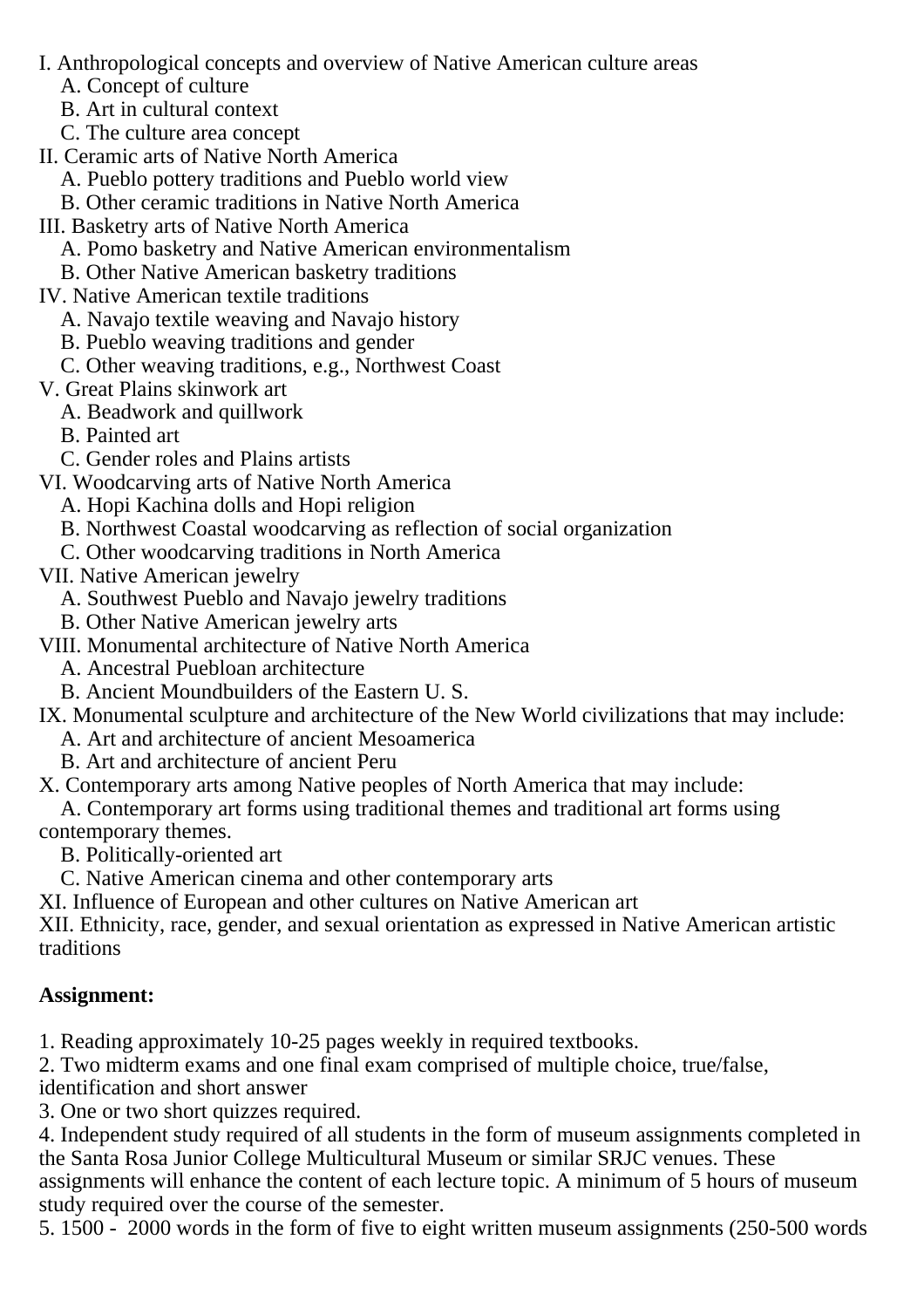I. Anthropological concepts and overview of Native American culture areas
   A. Concept of culture
   B. Art in cultural context
   C. The culture area concept
II. Ceramic arts of Native North America
   A. Pueblo pottery traditions and Pueblo world view
   B. Other ceramic traditions in Native North America
III. Basketry arts of Native North America
   A. Pomo basketry and Native American environmentalism
   B. Other Native American basketry traditions
IV. Native American textile traditions
   A. Navajo textile weaving and Navajo history
   B. Pueblo weaving traditions and gender
   C. Other weaving traditions, e.g., Northwest Coast
V. Great Plains skinwork art
   A. Beadwork and quillwork
   B. Painted art
   C. Gender roles and Plains artists
VI. Woodcarving arts of Native North America
   A. Hopi Kachina dolls and Hopi religion
   B. Northwest Coastal woodcarving as reflection of social organization
   C. Other woodcarving traditions in North America
VII. Native American jewelry
   A. Southwest Pueblo and Navajo jewelry traditions
   B. Other Native American jewelry arts
VIII. Monumental architecture of Native North America
   A. Ancestral Puebloan architecture
   B. Ancient Moundbuilders of the Eastern U. S.
IX. Monumental sculpture and architecture of the New World civilizations that may include:
   A. Art and architecture of ancient Mesoamerica
   B. Art and architecture of ancient Peru
X. Contemporary arts among Native peoples of North America that may include:
   A. Contemporary art forms using traditional themes and traditional art forms using contemporary themes.
   B. Politically-oriented art
   C. Native American cinema and other contemporary arts
XI. Influence of European and other cultures on Native American art
XII. Ethnicity, race, gender, and sexual orientation as expressed in Native American artistic traditions

**Assignment:**

1. Reading approximately 10-25 pages weekly in required textbooks.
2. Two midterm exams and one final exam comprised of multiple choice, true/false, identification and short answer
3. One or two short quizzes required.
4. Independent study required of all students in the form of museum assignments completed in the Santa Rosa Junior College Multicultural Museum or similar SRJC venues. These assignments will enhance the content of each lecture topic. A minimum of 5 hours of museum study required over the course of the semester.
5. 1500 - 2000 words in the form of five to eight written museum assignments (250-500 words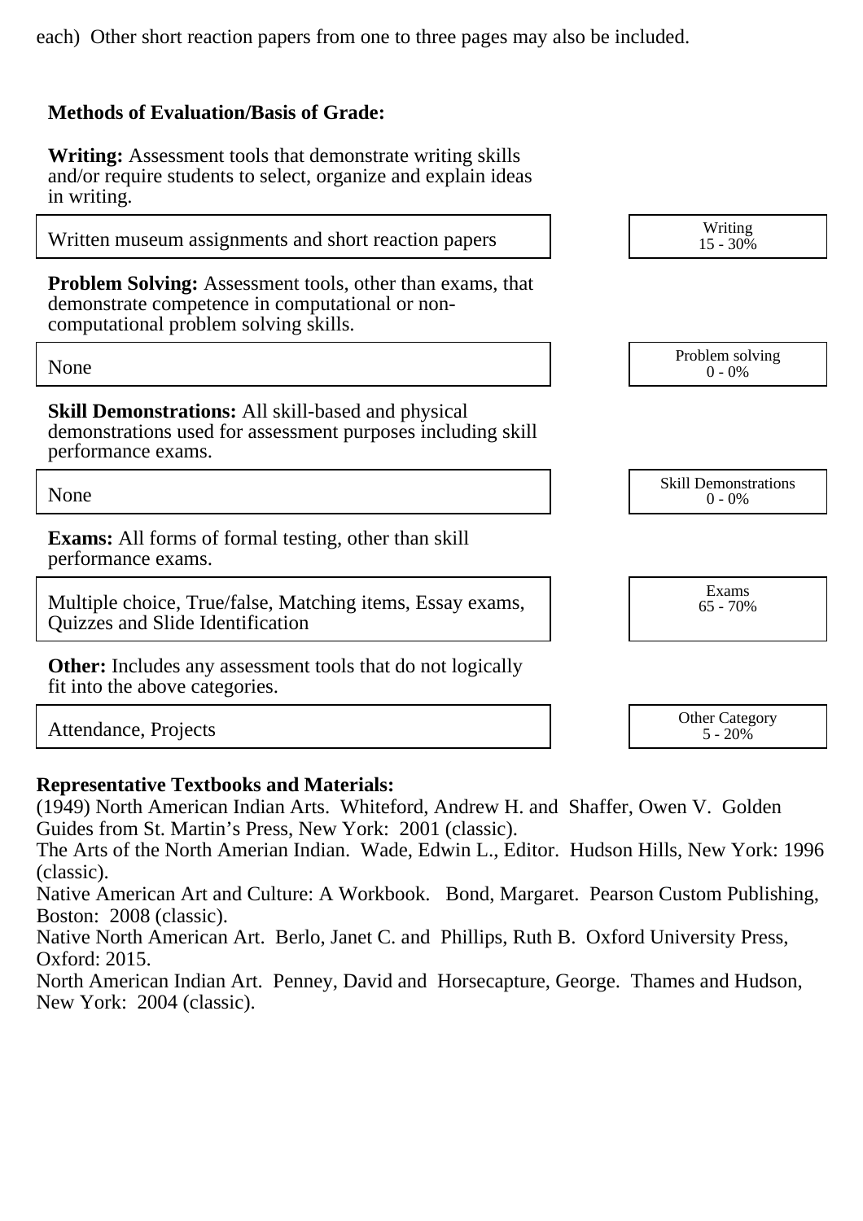each) Other short reaction papers from one to three pages may also be included.

**Methods of Evaluation/Basis of Grade:**

**Writing:** Assessment tools that demonstrate writing skills and/or require students to select, organize and explain ideas in writing.

| | |
|---|---|
| Written museum assignments and short reaction papers | Writing<br>15 - 30% |

**Problem Solving:** Assessment tools, other than exams, that demonstrate competence in computational or non-computational problem solving skills.

| | |
|---|---|
| None | Problem solving<br>0 - 0% |

**Skill Demonstrations:** All skill-based and physical demonstrations used for assessment purposes including skill performance exams.

| | |
|---|---|
| None | Skill Demonstrations<br>0 - 0% |

**Exams:** All forms of formal testing, other than skill performance exams.

| | |
|---|---|
| Multiple choice, True/false, Matching items, Essay exams, Quizzes and Slide Identification | Exams<br>65 - 70% |

**Other:** Includes any assessment tools that do not logically fit into the above categories.

| | |
|---|---|
| Attendance, Projects | Other Category<br>5 - 20% |

**Representative Textbooks and Materials:**

(1949) North American Indian Arts. Whiteford, Andrew H. and Shaffer, Owen V. Golden Guides from St. Martin's Press, New York: 2001 (classic).
The Arts of the North Amerian Indian. Wade, Edwin L., Editor. Hudson Hills, New York: 1996 (classic).
Native American Art and Culture: A Workbook. Bond, Margaret. Pearson Custom Publishing, Boston: 2008 (classic).
Native North American Art. Berlo, Janet C. and Phillips, Ruth B. Oxford University Press, Oxford: 2015.
North American Indian Art. Penney, David and Horsecapture, George. Thames and Hudson, New York: 2004 (classic).